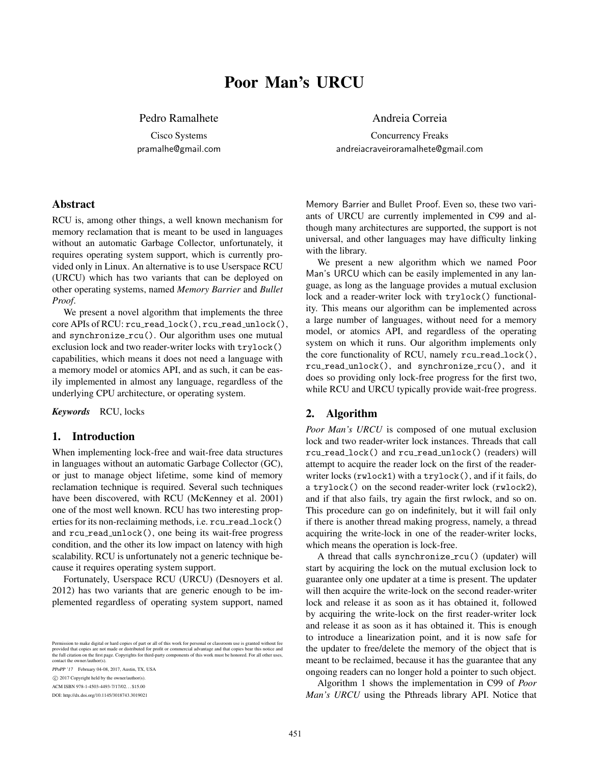# Poor Man's URCU

Pedro Ramalhete
Cisco Systems
pramalhe@gmail.com

Andreia Correia
Concurrency Freaks
andreiacraveiroramalhete@gmail.com

## Abstract

RCU is, among other things, a well known mechanism for memory reclamation that is meant to be used in languages without an automatic Garbage Collector, unfortunately, it requires operating system support, which is currently provided only in Linux. An alternative is to use Userspace RCU (URCU) which has two variants that can be deployed on other operating systems, named *Memory Barrier* and *Bullet Proof*.

We present a novel algorithm that implements the three core APIs of RCU: `rcu_read_lock()`, `rcu_read_unlock()`, and `synchronize_rcu()`. Our algorithm uses one mutual exclusion lock and two reader-writer locks with `trylock()` capabilities, which means it does not need a language with a memory model or atomics API, and as such, it can be easily implemented in almost any language, regardless of the underlying CPU architecture, or operating system.

***Keywords*** RCU, locks

## 1. Introduction

When implementing lock-free and wait-free data structures in languages without an automatic Garbage Collector (GC), or just to manage object lifetime, some kind of memory reclamation technique is required. Several such techniques have been discovered, with RCU (McKenney et al. 2001) one of the most well known. RCU has two interesting properties for its non-reclaiming methods, i.e. `rcu_read_lock()` and `rcu_read_unlock()`, one being its wait-free progress condition, and the other its low impact on latency with high scalability. RCU is unfortunately not a generic technique because it requires operating system support.

Fortunately, Userspace RCU (URCU) (Desnoyers et al. 2012) has two variants that are generic enough to be implemented regardless of operating system support, named Memory Barrier and Bullet Proof. Even so, these two variants of URCU are currently implemented in C99 and although many architectures are supported, the support is not universal, and other languages may have difficulty linking with the library.

We present a new algorithm which we named Poor Man's URCU which can be easily implemented in any language, as long as the language provides a mutual exclusion lock and a reader-writer lock with `trylock()` functionality. This means our algorithm can be implemented across a large number of languages, without need for a memory model, or atomics API, and regardless of the operating system on which it runs. Our algorithm implements only the core functionality of RCU, namely `rcu_read_lock()`, `rcu_read_unlock()`, and `synchronize_rcu()`, and it does so providing only lock-free progress for the first two, while RCU and URCU typically provide wait-free progress.

Permission to make digital or hard copies of part or all of this work for personal or classroom use is granted without fee provided that copies are not made or distributed for profit or commercial advantage and that copies bear this notice and the full citation on the first page. Copyrights for third-party components of this work must be honored. For all other uses, contact the owner/author(s).

*PPoPP '17* February 04-08, 2017, Austin, TX, USA

© 2017 Copyright held by the owner/author(s).

ACM ISBN 978-1-4503-4493-7/17/02... $15.00

DOI: http://dx.doi.org/10.1145/3018743.3019021

## 2. Algorithm

*Poor Man's URCU* is composed of one mutual exclusion lock and two reader-writer lock instances. Threads that call `rcu_read_lock()` and `rcu_read_unlock()` (readers) will attempt to acquire the reader lock on the first of the reader-writer locks (`rwlock1`) with a `trylock()`, and if it fails, do a `trylock()` on the second reader-writer lock (`rwlock2`), and if that also fails, try again the first rwlock, and so on. This procedure can go on indefinitely, but it will fail only if there is another thread making progress, namely, a thread acquiring the write-lock in one of the reader-writer locks, which means the operation is lock-free.

A thread that calls `synchronize_rcu()` (updater) will start by acquiring the lock on the mutual exclusion lock to guarantee only one updater at a time is present. The updater will then acquire the write-lock on the second reader-writer lock and release it as soon as it has obtained it, followed by acquiring the write-lock on the first reader-writer lock and release it as soon as it has obtained it. This is enough to introduce a linearization point, and it is now safe for the updater to free/delete the memory of the object that is meant to be reclaimed, because it has the guarantee that any ongoing readers can no longer hold a pointer to such object.

Algorithm 1 shows the implementation in C99 of *Poor Man's URCU* using the Pthreads library API. Notice that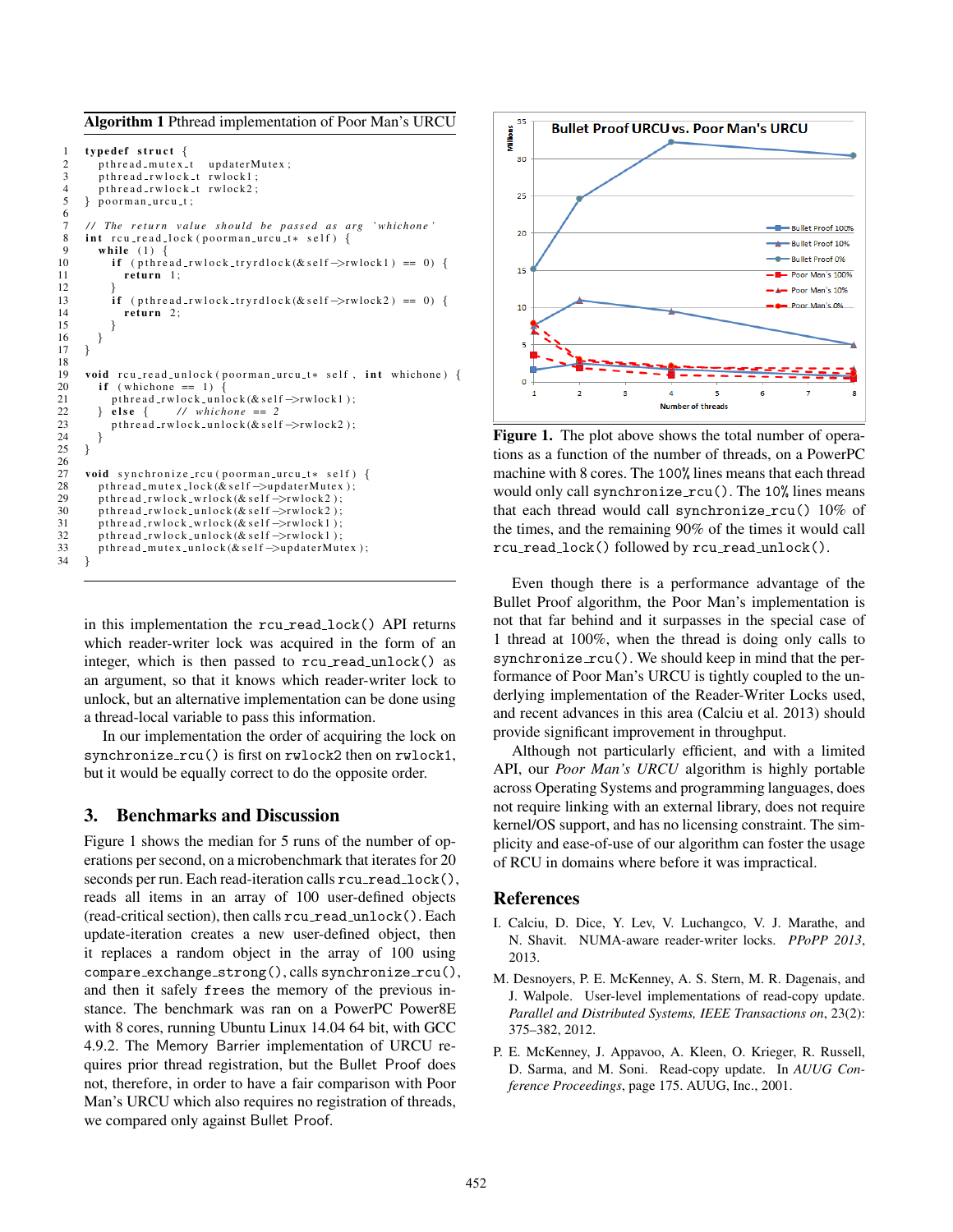**Algorithm 1** Pthread implementation of Poor Man's URCU

```
typedef struct {
    pthread_mutex_t   updaterMutex;
    pthread_rwlock_t  rwlock1;
    pthread_rwlock_t  rwlock2;
} poorman_urcu_t;

// The return value should be passed as arg 'whichone'
int rcu_read_lock(poorman_urcu_t* self) {
    while (1) {
        if (pthread_rwlock_tryrdlock(&self->rwlock1) == 0) {
            return 1;
        }
        if (pthread_rwlock_tryrdlock(&self->rwlock2) == 0) {
            return 2;
        }
    }
}

void rcu_read_unlock(poorman_urcu_t* self, int whichone) {
    if (whichone == 1) {
        pthread_rwlock_unlock(&self->rwlock1);
    } else {      // whichone == 2
        pthread_rwlock_unlock(&self->rwlock2);
    }
}

void synchronize_rcu(poorman_urcu_t* self) {
    pthread_mutex_lock(&self->updaterMutex);
    pthread_rwlock_wrlock(&self->rwlock2);
    pthread_rwlock_unlock(&self->rwlock2);
    pthread_rwlock_wrlock(&self->rwlock1);
    pthread_rwlock_unlock(&self->rwlock1);
    pthread_mutex_unlock(&self->updaterMutex);
}
```

in this implementation the `rcu_read_lock()` API returns which reader-writer lock was acquired in the form of an integer, which is then passed to `rcu_read_unlock()` as an argument, so that it knows which reader-writer lock to unlock, but an alternative implementation can be done using a thread-local variable to pass this information.

In our implementation the order of acquiring the lock on `synchronize_rcu()` is first on `rwlock2` then on `rwlock1`, but it would be equally correct to do the opposite order.

## 3. Benchmarks and Discussion

Figure 1 shows the median for 5 runs of the number of operations per second, on a microbenchmark that iterates for 20 seconds per run. Each read-iteration calls `rcu_read_lock()`, reads all items in an array of 100 user-defined objects (read-critical section), then calls `rcu_read_unlock()`. Each update-iteration creates a new user-defined object, then it replaces a random object in the array of 100 using `compare_exchange_strong()`, calls `synchronize_rcu()`, and then it safely `frees` the memory of the previous instance. The benchmark was ran on a PowerPC Power8E with 8 cores, running Ubuntu Linux 14.04 64 bit, with GCC 4.9.2. The Memory Barrier implementation of URCU requires prior thread registration, but the Bullet Proof does not, therefore, in order to have a fair comparison with Poor Man's URCU which also requires no registration of threads, we compared only against Bullet Proof.

Bullet Proof URCU vs. Poor Man's URCU

Millions

35
30
25
20
15
10
5
0

1 2 3 4 5 6 7 8

Number of threads

Bullet Proof 100%
Bullet Proof 10%
Bullet Proof 0%
Poor Man's 100%
Poor Man's 10%
Poor Man's 0%

**Figure 1.** The plot above shows the total number of operations as a function of the number of threads, on a PowerPC machine with 8 cores. The 100% lines means that each thread would only call `synchronize_rcu()`. The 10% lines means that each thread would call `synchronize_rcu()` 10% of the times, and the remaining 90% of the times it would call `rcu_read_lock()` followed by `rcu_read_unlock()`.

Even though there is a performance advantage of the Bullet Proof algorithm, the Poor Man's implementation is not that far behind and it surpasses in the special case of 1 thread at 100%, when the thread is doing only calls to `synchronize_rcu()`. We should keep in mind that the performance of Poor Man's URCU is tightly coupled to the underlying implementation of the Reader-Writer Locks used, and recent advances in this area (Calciu et al. 2013) should provide significant improvement in throughput.

Although not particularly efficient, and with a limited API, our *Poor Man's URCU* algorithm is highly portable across Operating Systems and programming languages, does not require linking with an external library, does not require kernel/OS support, and has no licensing constraint. The simplicity and ease-of-use of our algorithm can foster the usage of RCU in domains where before it was impractical.

## References

I. Calciu, D. Dice, Y. Lev, V. Luchangco, V. J. Marathe, and N. Shavit. NUMA-aware reader-writer locks. *PPoPP 2013*, 2013.

M. Desnoyers, P. E. McKenney, A. S. Stern, M. R. Dagenais, and J. Walpole. User-level implementations of read-copy update. *Parallel and Distributed Systems, IEEE Transactions on*, 23(2): 375–382, 2012.

P. E. McKenney, J. Appavoo, A. Kleen, O. Krieger, R. Russell, D. Sarma, and M. Soni. Read-copy update. In *AUUG Conference Proceedings*, page 175. AUUG, Inc., 2001.